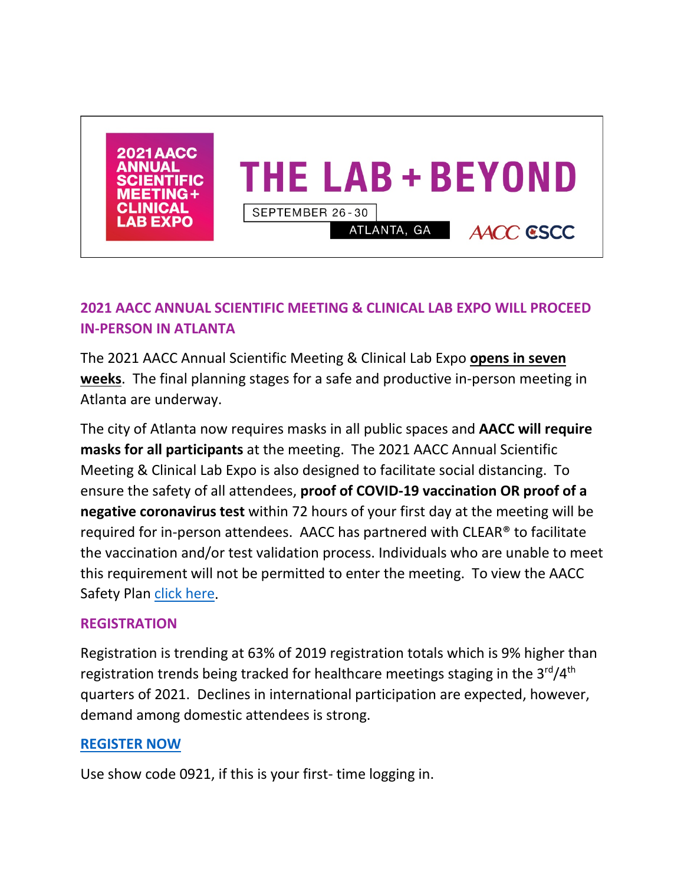2021 AACC ANNUAL SCIENTIFIC MEETING + CLINICAL LAB EXPO

# THE LAB + BEYOND

SEPTEMBER 26 - 30

ATLANTA, GA

AACC CSCC

## 2021 AACC ANNUAL SCIENTIFIC MEETING & CLINICAL LAB EXPO WILL PROCEED IN-PERSON IN ATLANTA

The 2021 AACC Annual Scientific Meeting & Clinical Lab Expo **opens in seven weeks**. The final planning stages for a safe and productive in-person meeting in Atlanta are underway.

The city of Atlanta now requires masks in all public spaces and **AACC will require masks for all participants** at the meeting. The 2021 AACC Annual Scientific Meeting & Clinical Lab Expo is also designed to facilitate social distancing. To ensure the safety of all attendees, **proof of COVID-19 vaccination OR proof of a negative coronavirus test** within 72 hours of your first day at the meeting will be required for in-person attendees. AACC has partnered with CLEAR® to facilitate the vaccination and/or test validation process. Individuals who are unable to meet this requirement will not be permitted to enter the meeting. To view the AACC Safety Plan click here.

## REGISTRATION

Registration is trending at 63% of 2019 registration totals which is 9% higher than registration trends being tracked for healthcare meetings staging in the 3rd/4th quarters of 2021. Declines in international participation are expected, however, demand among domestic attendees is strong.

**REGISTER NOW**

Use show code 0921, if this is your first- time logging in.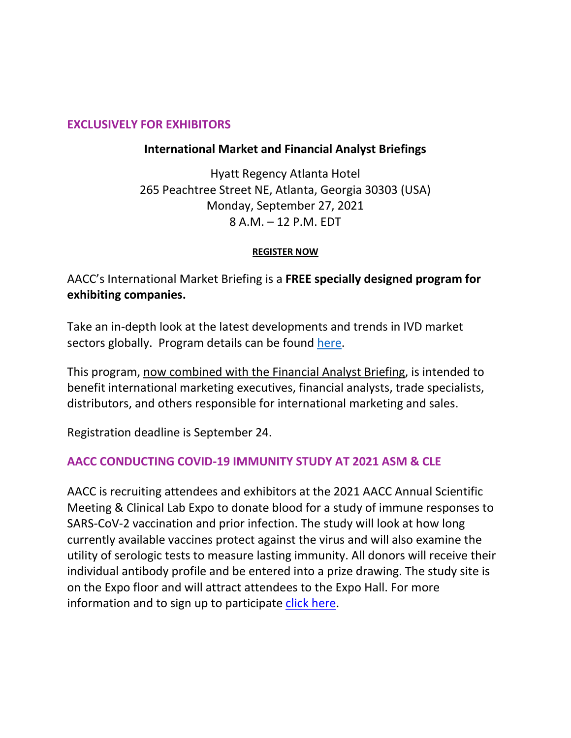## EXCLUSIVELY FOR EXHIBITORS

**International Market and Financial Analyst Briefings**

Hyatt Regency Atlanta Hotel
265 Peachtree Street NE, Atlanta, Georgia 30303 (USA)
Monday, September 27, 2021
8 A.M. – 12 P.M. EDT

**REGISTER NOW**

AACC's International Market Briefing is a **FREE specially designed program for exhibiting companies.**

Take an in-depth look at the latest developments and trends in IVD market sectors globally. Program details can be found here.

This program, now combined with the Financial Analyst Briefing, is intended to benefit international marketing executives, financial analysts, trade specialists, distributors, and others responsible for international marketing and sales.

Registration deadline is September 24.

## AACC CONDUCTING COVID-19 IMMUNITY STUDY AT 2021 ASM & CLE

AACC is recruiting attendees and exhibitors at the 2021 AACC Annual Scientific Meeting & Clinical Lab Expo to donate blood for a study of immune responses to SARS-CoV-2 vaccination and prior infection. The study will look at how long currently available vaccines protect against the virus and will also examine the utility of serologic tests to measure lasting immunity. All donors will receive their individual antibody profile and be entered into a prize drawing. The study site is on the Expo floor and will attract attendees to the Expo Hall. For more information and to sign up to participate click here.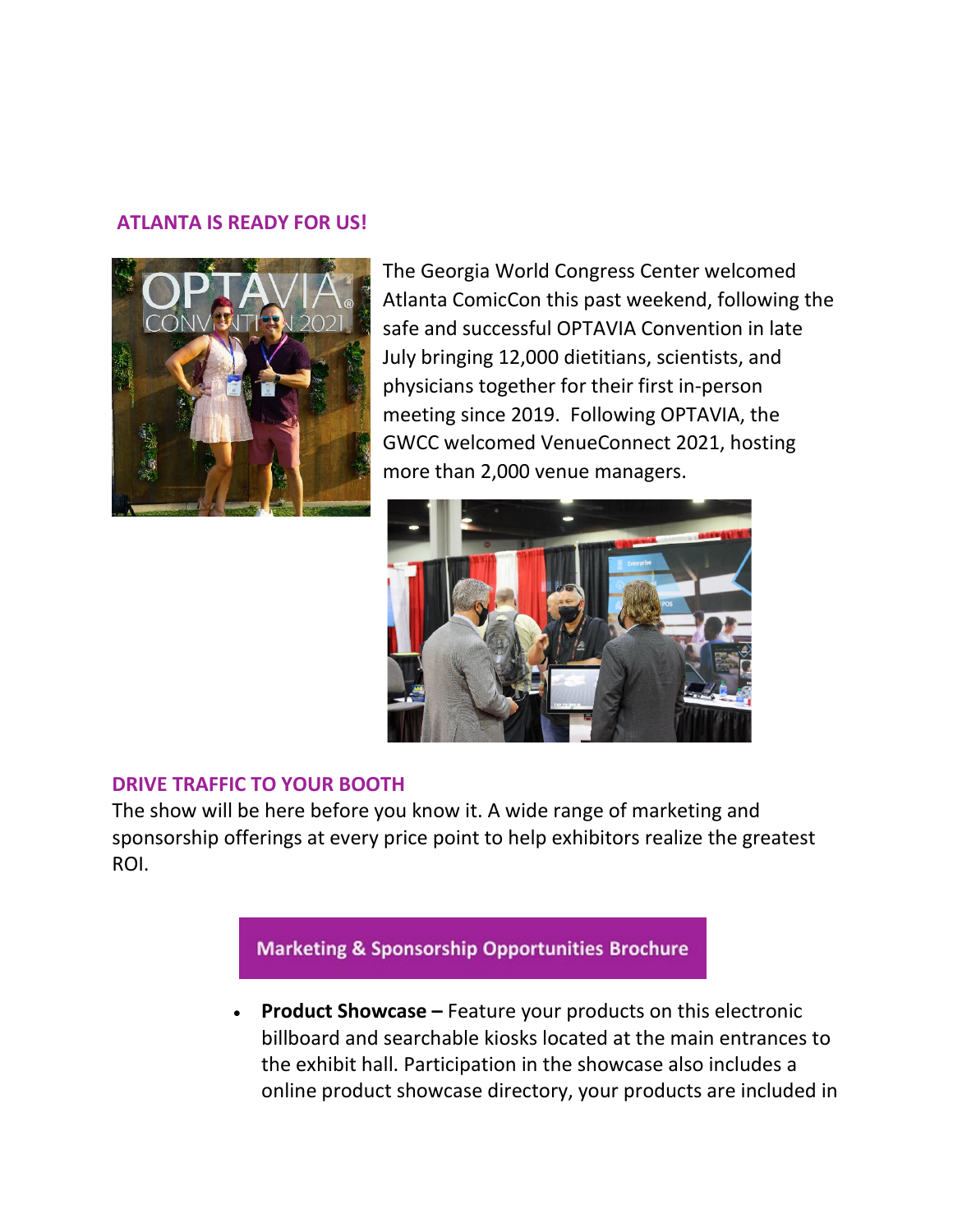## ATLANTA IS READY FOR US!

The Georgia World Congress Center welcomed Atlanta ComicCon this past weekend, following the safe and successful OPTAVIA Convention in late July bringing 12,000 dietitians, scientists, and physicians together for their first in-person meeting since 2019. Following OPTAVIA, the GWCC welcomed VenueConnect 2021, hosting more than 2,000 venue managers.

## DRIVE TRAFFIC TO YOUR BOOTH

The show will be here before you know it. A wide range of marketing and sponsorship offerings at every price point to help exhibitors realize the greatest ROI.

**Marketing & Sponsorship Opportunities Brochure**

- **Product Showcase –** Feature your products on this electronic billboard and searchable kiosks located at the main entrances to the exhibit hall. Participation in the showcase also includes a online product showcase directory, your products are included in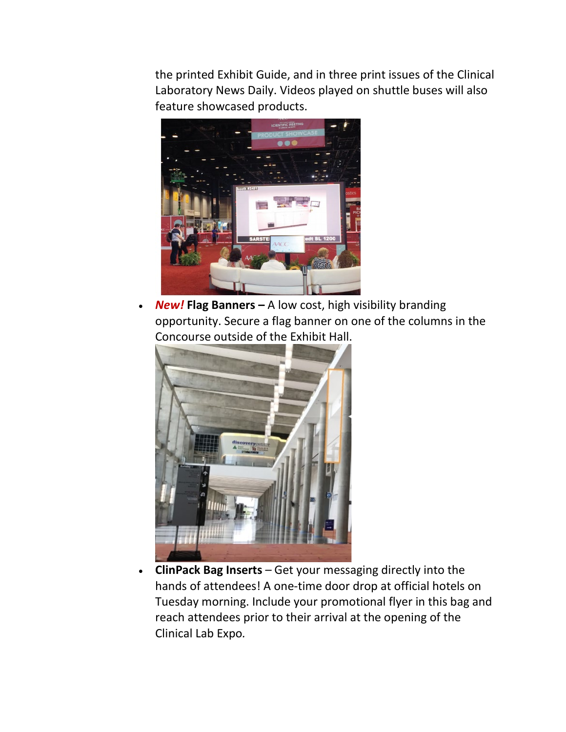the printed Exhibit Guide, and in three print issues of the Clinical Laboratory News Daily. Videos played on shuttle buses will also feature showcased products.

- ***New!*** **Flag Banners –** A low cost, high visibility branding opportunity. Secure a flag banner on one of the columns in the Concourse outside of the Exhibit Hall.

- **ClinPack Bag Inserts** – Get your messaging directly into the hands of attendees! A one-time door drop at official hotels on Tuesday morning. Include your promotional flyer in this bag and reach attendees prior to their arrival at the opening of the Clinical Lab Expo.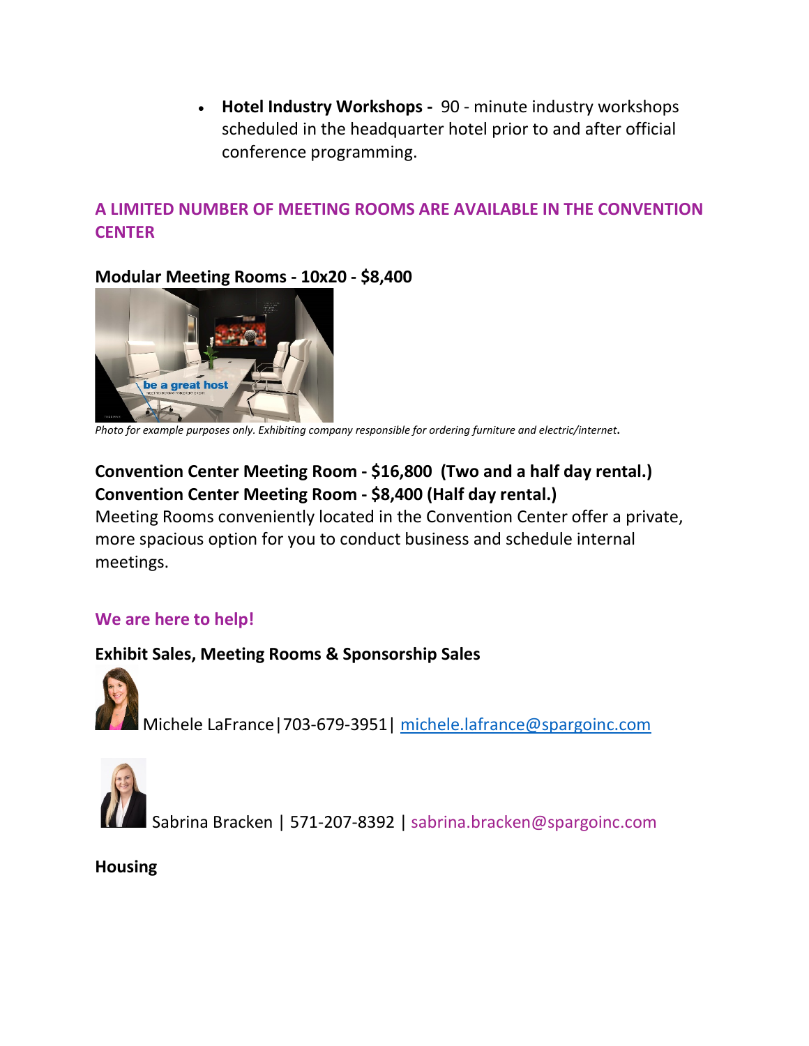- **Hotel Industry Workshops -** 90 - minute industry workshops scheduled in the headquarter hotel prior to and after official conference programming.

## A LIMITED NUMBER OF MEETING ROOMS ARE AVAILABLE IN THE CONVENTION CENTER

**Modular Meeting Rooms - 10x20 - $8,400**

*Photo for example purposes only. Exhibiting company responsible for ordering furniture and electric/internet.*

**Convention Center Meeting Room - $16,800 (Two and a half day rental.)**
**Convention Center Meeting Room - $8,400 (Half day rental.)**
Meeting Rooms conveniently located in the Convention Center offer a private, more spacious option for you to conduct business and schedule internal meetings.

## We are here to help!

**Exhibit Sales, Meeting Rooms & Sponsorship Sales**

Michele LaFrance|703-679-3951| michele.lafrance@spargoinc.com

Sabrina Bracken | 571-207-8392 | sabrina.bracken@spargoinc.com

**Housing**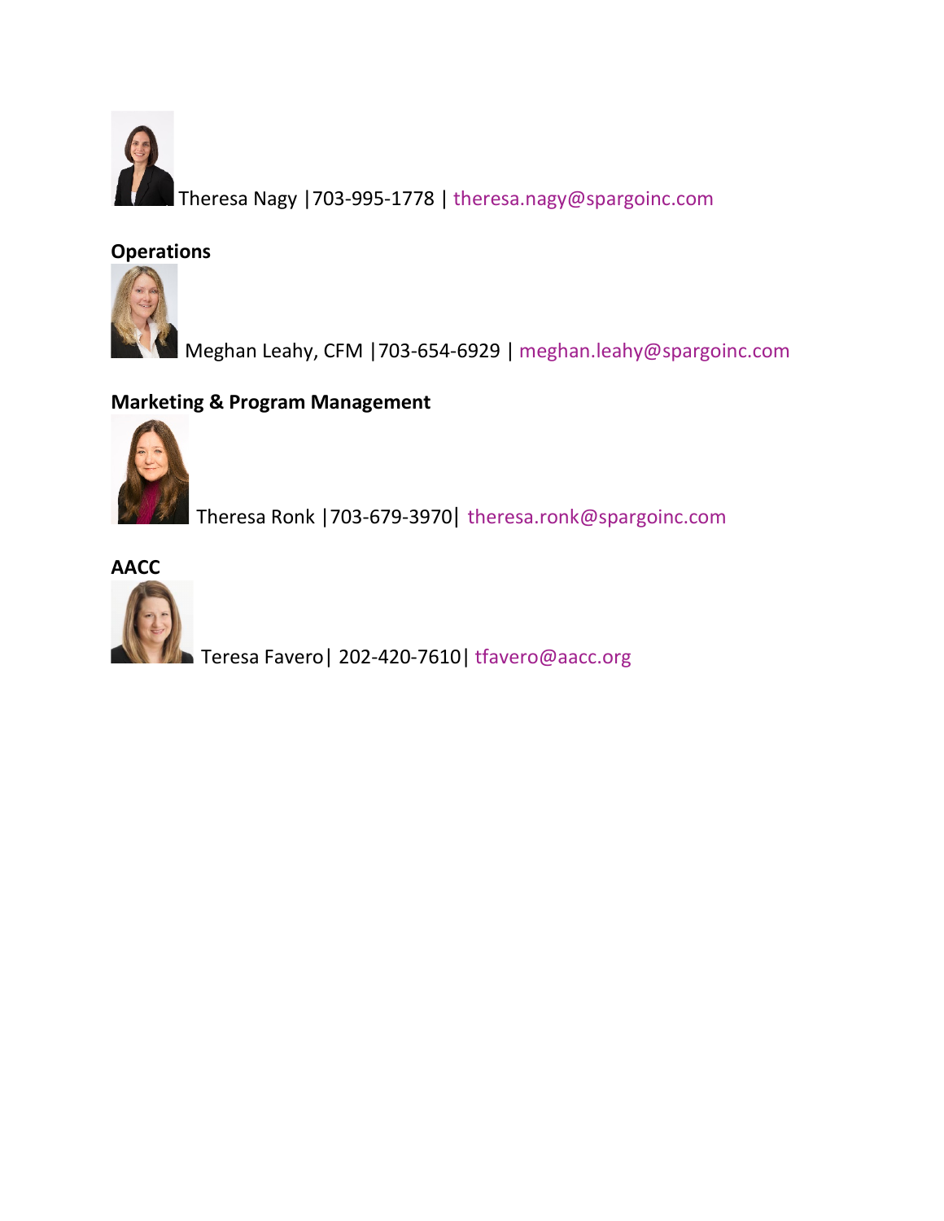Theresa Nagy |703-995-1778 | theresa.nagy@spargoinc.com

**Operations**

Meghan Leahy, CFM |703-654-6929 | meghan.leahy@spargoinc.com

**Marketing & Program Management**

Theresa Ronk |703-679-3970| theresa.ronk@spargoinc.com

**AACC**

Teresa Favero| 202-420-7610| tfavero@aacc.org